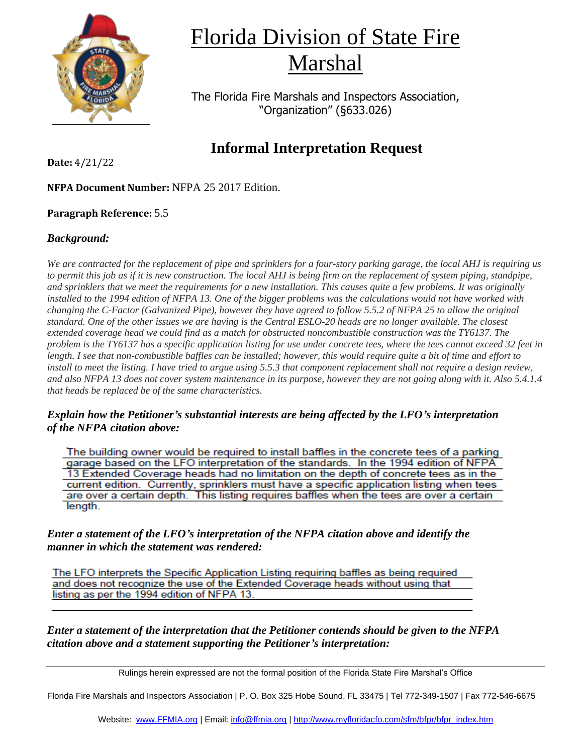# Florida Division of State Fire Marshal

The Florida Fire Marshals and Inspectors Association, "Organization" (§633.026)

## Informal Interpretation Request

**Date:** 4/21/22

**NFPA Document Number:** NFPA 25 2017 Edition.

**Paragraph Reference:** 5.5

### *Background:*

*We are contracted for the replacement of pipe and sprinklers for a four-story parking garage, the local AHJ is requiring us to permit this job as if it is new construction. The local AHJ is being firm on the replacement of system piping, standpipe, and sprinklers that we meet the requirements for a new installation. This causes quite a few problems. It was originally installed to the 1994 edition of NFPA 13. One of the bigger problems was the calculations would not have worked with changing the C-Factor (Galvanized Pipe), however they have agreed to follow 5.5.2 of NFPA 25 to allow the original standard. One of the other issues we are having is the Central ESLO-20 heads are no longer available. The closest extended coverage head we could find as a match for obstructed noncombustible construction was the TY6137. The problem is the TY6137 has a specific application listing for use under concrete tees, where the tees cannot exceed 32 feet in length. I see that non-combustible baffles can be installed; however, this would require quite a bit of time and effort to install to meet the listing. I have tried to argue using 5.5.3 that component replacement shall not require a design review, and also NFPA 13 does not cover system maintenance in its purpose, however they are not going along with it. Also 5.4.1.4 that heads be replaced be of the same characteristics.*

### *Explain how the Petitioner's substantial interests are being affected by the LFO's interpretation of the NFPA citation above:*

The building owner would be required to install baffles in the concrete tees of a parking garage based on the LFO interpretation of the standards. In the 1994 edition of NFPA 13 Extended Coverage heads had no limitation on the depth of concrete tees as in the current edition. Currently, sprinklers must have a specific application listing when tees are over a certain depth. This listing requires baffles when the tees are over a certain length.

### *Enter a statement of the LFO's interpretation of the NFPA citation above and identify the manner in which the statement was rendered:*

The LFO interprets the Specific Application Listing requiring baffles as being required and does not recognize the use of the Extended Coverage heads without using that listing as per the 1994 edition of NFPA 13.

### *Enter a statement of the interpretation that the Petitioner contends should be given to the NFPA citation above and a statement supporting the Petitioner's interpretation:*

Rulings herein expressed are not the formal position of the Florida State Fire Marshal's Office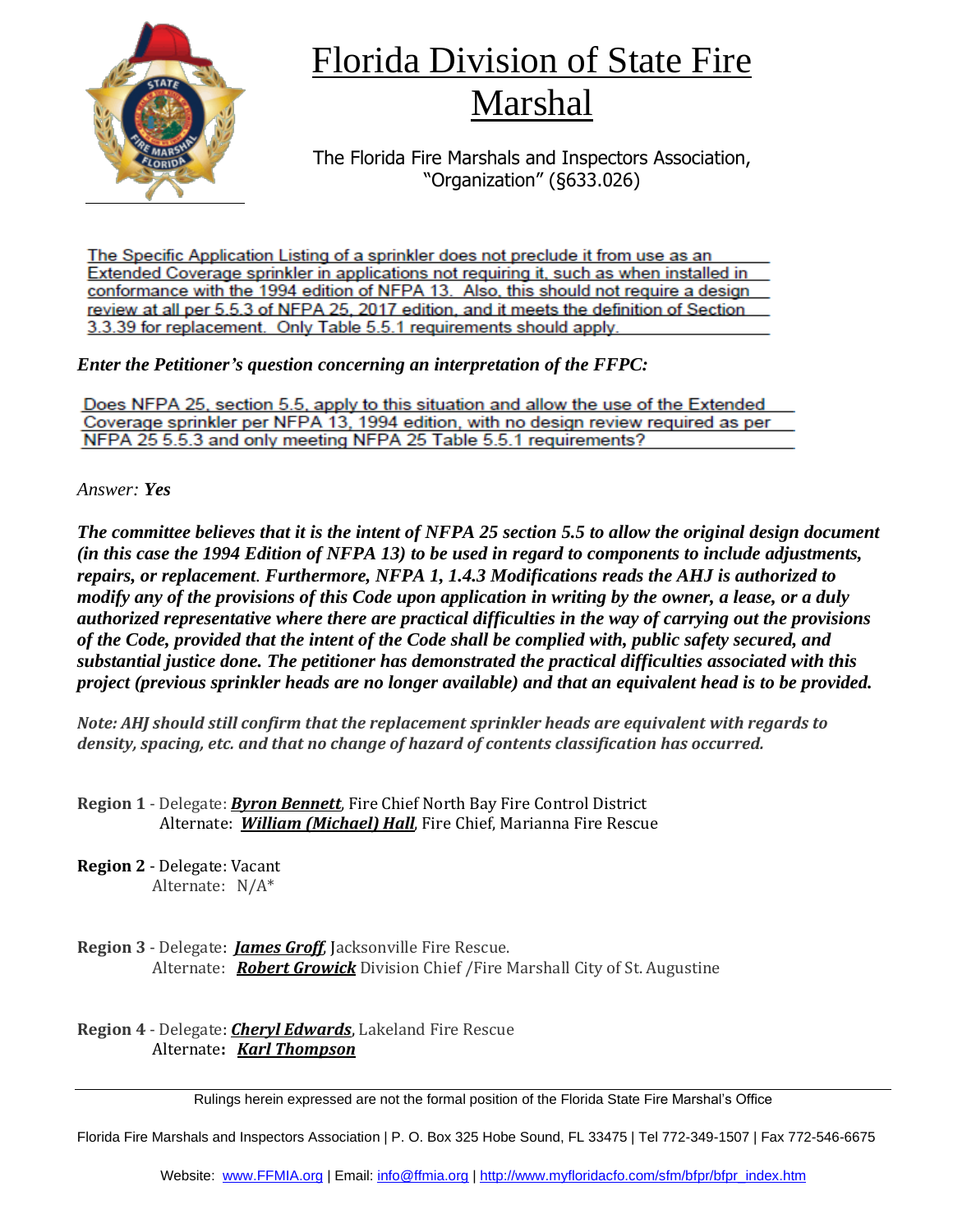# Florida Division of State Fire Marshal

The Florida Fire Marshals and Inspectors Association, "Organization" (§633.026)

The Specific Application Listing of a sprinkler does not preclude it from use as an Extended Coverage sprinkler in applications not requiring it, such as when installed in conformance with the 1994 edition of NFPA 13. Also, this should not require a design review at all per 5.5.3 of NFPA 25, 2017 edition, and it meets the definition of Section 3.3.39 for replacement. Only Table 5.5.1 requirements should apply.

***Enter the Petitioner's question concerning an interpretation of the FFPC:***

Does NFPA 25, section 5.5, apply to this situation and allow the use of the Extended Coverage sprinkler per NFPA 13, 1994 edition, with no design review required as per NFPA 25 5.5.3 and only meeting NFPA 25 Table 5.5.1 requirements?

*Answer:* ***Yes***

***The committee believes that it is the intent of NFPA 25 section 5.5 to allow the original design document (in this case the 1994 Edition of NFPA 13) to be used in regard to components to include adjustments, repairs, or replacement. Furthermore, NFPA 1, 1.4.3 Modifications reads the AHJ is authorized to modify any of the provisions of this Code upon application in writing by the owner, a lease, or a duly authorized representative where there are practical difficulties in the way of carrying out the provisions of the Code, provided that the intent of the Code shall be complied with, public safety secured, and substantial justice done. The petitioner has demonstrated the practical difficulties associated with this project (previous sprinkler heads are no longer available) and that an equivalent head is to be provided.***

***Note: AHJ should still confirm that the replacement sprinkler heads are equivalent with regards to density, spacing, etc. and that no change of hazard of contents classification has occurred.***

**Region 1** - Delegate: ***Byron Bennett***, Fire Chief North Bay Fire Control District
Alternate: ***William (Michael) Hall***, Fire Chief, Marianna Fire Rescue

**Region 2** - Delegate: Vacant
Alternate: N/A*

**Region 3** - Delegate: ***James Groff***, Jacksonville Fire Rescue.
Alternate: ***Robert Growick*** Division Chief /Fire Marshall City of St. Augustine

**Region 4** - Delegate: ***Cheryl Edwards***, Lakeland Fire Rescue
Alternate**:** ***Karl Thompson***

Rulings herein expressed are not the formal position of the Florida State Fire Marshal's Office

Florida Fire Marshals and Inspectors Association | P. O. Box 325 Hobe Sound, FL 33475 | Tel 772-349-1507 | Fax 772-546-6675

Website: www.FFMIA.org | Email: info@ffmia.org | http://www.myfloridacfo.com/sfm/bfpr/bfpr_index.htm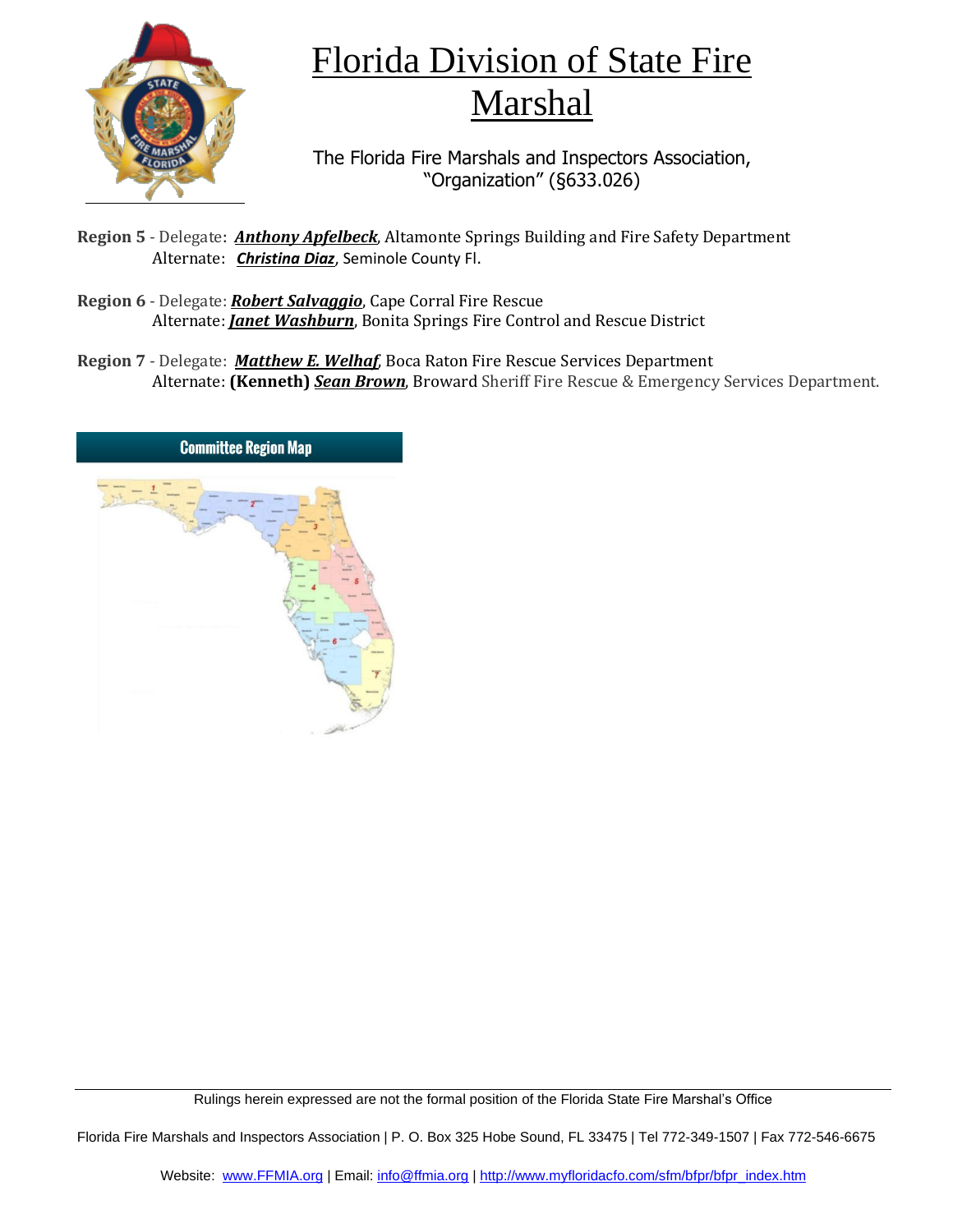# Florida Division of State Fire Marshal

The Florida Fire Marshals and Inspectors Association, "Organization" (§633.026)

**Region 5** - Delegate: ***Anthony Apfelbeck***, Altamonte Springs Building and Fire Safety Department
Alternate: ***Christina Diaz***, Seminole County Fl.

**Region 6** - Delegate: ***Robert Salvaggio***, Cape Corral Fire Rescue
Alternate: ***Janet Washburn***, Bonita Springs Fire Control and Rescue District

**Region 7** - Delegate: ***Matthew E. Welhaf***, Boca Raton Fire Rescue Services Department
Alternate: **(Kenneth)** ***Sean Brown***, Broward Sheriff Fire Rescue & Emergency Services Department.

**Committee Region Map**

1
2
3
4
5
6
7

Rulings herein expressed are not the formal position of the Florida State Fire Marshal's Office

Florida Fire Marshals and Inspectors Association | P. O. Box 325 Hobe Sound, FL 33475 | Tel 772-349-1507 | Fax 772-546-6675

Website: www.FFMIA.org | Email: info@ffmia.org | http://www.myfloridacfo.com/sfm/bfpr/bfpr_index.htm